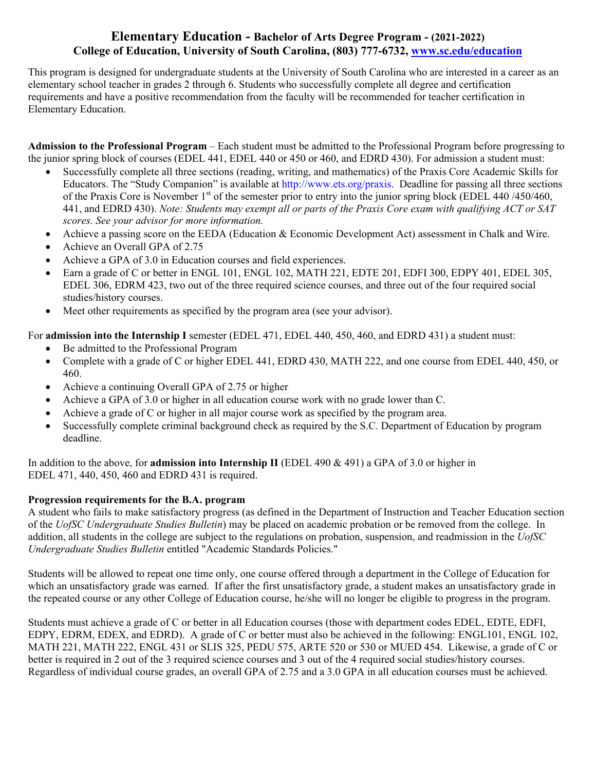# Elementary Education - Bachelor of Arts Degree Program - (2021-2022)

## College of Education, University of South Carolina, (803) 777-6732, www.sc.edu/education

This program is designed for undergraduate students at the University of South Carolina who are interested in a career as an elementary school teacher in grades 2 through 6. Students who successfully complete all degree and certification requirements and have a positive recommendation from the faculty will be recommended for teacher certification in Elementary Education.

**Admission to the Professional Program** – Each student must be admitted to the Professional Program before progressing to the junior spring block of courses (EDEL 441, EDEL 440 or 450 or 460, and EDRD 430). For admission a student must:

- Successfully complete all three sections (reading, writing, and mathematics) of the Praxis Core Academic Skills for Educators. The "Study Companion" is available at http://www.ets.org/praxis. Deadline for passing all three sections of the Praxis Core is November 1st of the semester prior to entry into the junior spring block (EDEL 440 /450/460, 441, and EDRD 430). *Note: Students may exempt all or parts of the Praxis Core exam with qualifying ACT or SAT scores. See your advisor for more information.*
- Achieve a passing score on the EEDA (Education & Economic Development Act) assessment in Chalk and Wire.
- Achieve an Overall GPA of 2.75
- Achieve a GPA of 3.0 in Education courses and field experiences.
- Earn a grade of C or better in ENGL 101, ENGL 102, MATH 221, EDTE 201, EDFI 300, EDPY 401, EDEL 305, EDEL 306, EDRM 423, two out of the three required science courses, and three out of the four required social studies/history courses.
- Meet other requirements as specified by the program area (see your advisor).

For **admission into the Internship I** semester (EDEL 471, EDEL 440, 450, 460, and EDRD 431) a student must:

- Be admitted to the Professional Program
- Complete with a grade of C or higher EDEL 441, EDRD 430, MATH 222, and one course from EDEL 440, 450, or 460.
- Achieve a continuing Overall GPA of 2.75 or higher
- Achieve a GPA of 3.0 or higher in all education course work with no grade lower than C.
- Achieve a grade of C or higher in all major course work as specified by the program area.
- Successfully complete criminal background check as required by the S.C. Department of Education by program deadline.

In addition to the above, for **admission into Internship II** (EDEL 490 & 491) a GPA of 3.0 or higher in EDEL 471, 440, 450, 460 and EDRD 431 is required.

**Progression requirements for the B.A. program**

A student who fails to make satisfactory progress (as defined in the Department of Instruction and Teacher Education section of the *UofSC Undergraduate Studies Bulletin*) may be placed on academic probation or be removed from the college. In addition, all students in the college are subject to the regulations on probation, suspension, and readmission in the *UofSC Undergraduate Studies Bulletin* entitled "Academic Standards Policies."

Students will be allowed to repeat one time only, one course offered through a department in the College of Education for which an unsatisfactory grade was earned. If after the first unsatisfactory grade, a student makes an unsatisfactory grade in the repeated course or any other College of Education course, he/she will no longer be eligible to progress in the program.

Students must achieve a grade of C or better in all Education courses (those with department codes EDEL, EDTE, EDFI, EDPY, EDRM, EDEX, and EDRD). A grade of C or better must also be achieved in the following: ENGL101, ENGL 102, MATH 221, MATH 222, ENGL 431 or SLIS 325, PEDU 575, ARTE 520 or 530 or MUED 454. Likewise, a grade of C or better is required in 2 out of the 3 required science courses and 3 out of the 4 required social studies/history courses. Regardless of individual course grades, an overall GPA of 2.75 and a 3.0 GPA in all education courses must be achieved.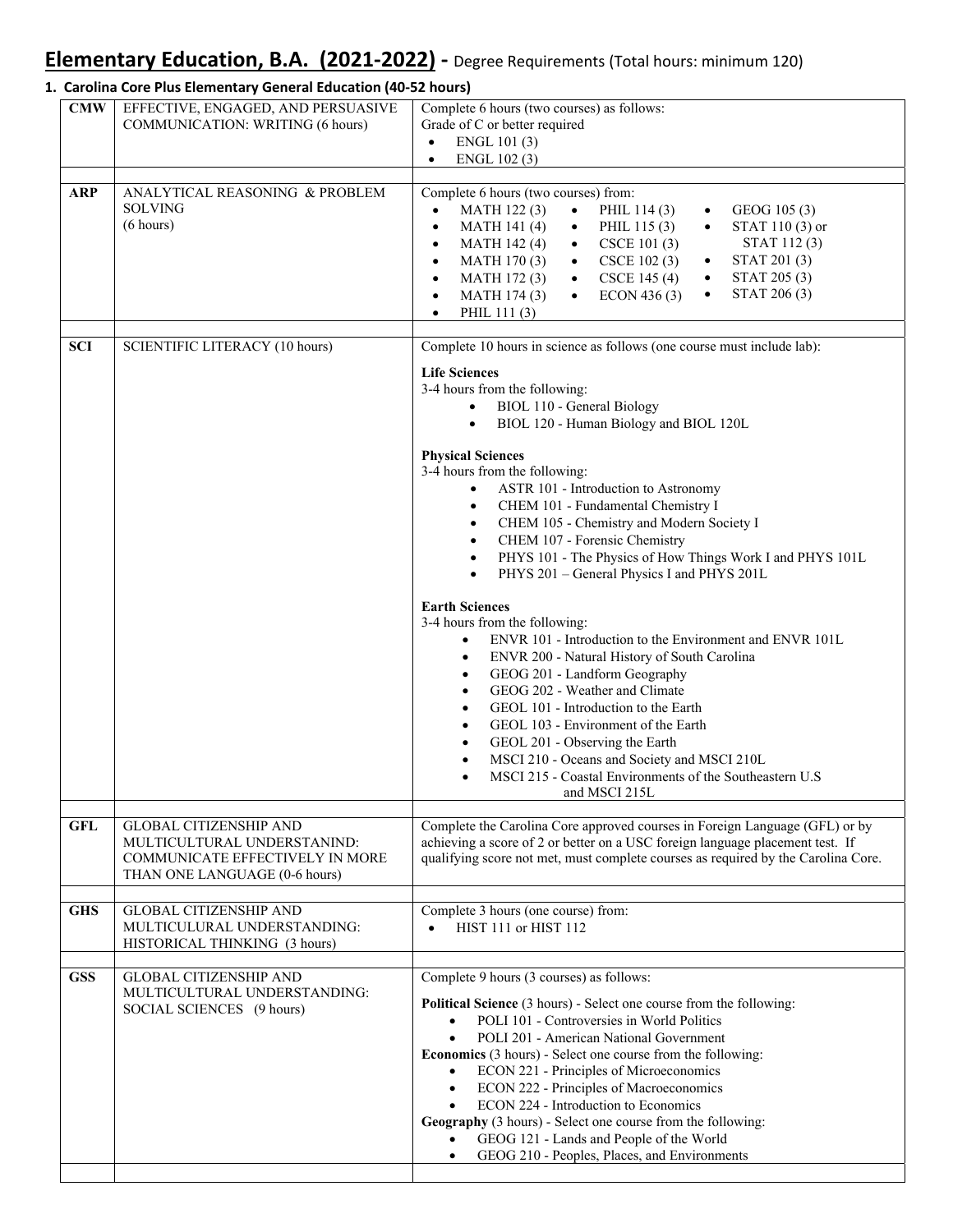# Elementary Education, B.A. (2021-2022) - Degree Requirements (Total hours: minimum 120)

## 1. Carolina Core Plus Elementary General Education (40-52 hours)

| | | |
|---|---|---|
| **CMW** | EFFECTIVE, ENGAGED, AND PERSUASIVE COMMUNICATION: WRITING (6 hours) | Complete 6 hours (two courses) as follows:<br>Grade of C or better required<br>• ENGL 101 (3)<br>• ENGL 102 (3) |
| | | |
| **ARP** | ANALYTICAL REASONING & PROBLEM SOLVING (6 hours) | Complete 6 hours (two courses) from:<br>• MATH 122 (3)<br>• MATH 141 (4)<br>• MATH 142 (4)<br>• MATH 170 (3)<br>• MATH 172 (3)<br>• MATH 174 (3)<br>• PHIL 111 (3)<br>• PHIL 114 (3)<br>• PHIL 115 (3)<br>• CSCE 101 (3)<br>• CSCE 102 (3)<br>• CSCE 145 (4)<br>• ECON 436 (3)<br>• GEOG 105 (3)<br>• STAT 110 (3) or STAT 112 (3)<br>• STAT 201 (3)<br>• STAT 205 (3)<br>• STAT 206 (3) |
| | | |
| **SCI** | SCIENTIFIC LITERACY (10 hours) | Complete 10 hours in science as follows (one course must include lab):<br><br>**Life Sciences**<br>3-4 hours from the following:<br>• BIOL 110 - General Biology<br>• BIOL 120 - Human Biology and BIOL 120L<br><br>**Physical Sciences**<br>3-4 hours from the following:<br>• ASTR 101 - Introduction to Astronomy<br>• CHEM 101 - Fundamental Chemistry I<br>• CHEM 105 - Chemistry and Modern Society I<br>• CHEM 107 - Forensic Chemistry<br>• PHYS 101 - The Physics of How Things Work I and PHYS 101L<br>• PHYS 201 – General Physics I and PHYS 201L<br><br>**Earth Sciences**<br>3-4 hours from the following:<br>• ENVR 101 - Introduction to the Environment and ENVR 101L<br>• ENVR 200 - Natural History of South Carolina<br>• GEOG 201 - Landform Geography<br>• GEOG 202 - Weather and Climate<br>• GEOL 101 - Introduction to the Earth<br>• GEOL 103 - Environment of the Earth<br>• GEOL 201 - Observing the Earth<br>• MSCI 210 - Oceans and Society and MSCI 210L<br>• MSCI 215 - Coastal Environments of the Southeastern U.S and MSCI 215L |
| | | |
| **GFL** | GLOBAL CITIZENSHIP AND MULTICULURAL UNDERSTANIND: COMMUNICATE EFFECTIVELY IN MORE THAN ONE LANGUAGE (0-6 hours) | Complete the Carolina Core approved courses in Foreign Language (GFL) or by achieving a score of 2 or better on a USC foreign language placement test. If qualifying score not met, must complete courses as required by the Carolina Core. |
| | | |
| **GHS** | GLOBAL CITIZENSHIP AND MULTICULURAL UNDERSTANDING: HISTORICAL THINKING (3 hours) | Complete 3 hours (one course) from:<br>• HIST 111 or HIST 112 |
| | | |
| **GSS** | GLOBAL CITIZENSHIP AND MULTICULURAL UNDERSTANDING: SOCIAL SCIENCES (9 hours) | Complete 9 hours (3 courses) as follows:<br><br>**Political Science** (3 hours) - Select one course from the following:<br>• POLI 101 - Controversies in World Politics<br>• POLI 201 - American National Government<br>**Economics** (3 hours) - Select one course from the following:<br>• ECON 221 - Principles of Microeconomics<br>• ECON 222 - Principles of Macroeconomics<br>• ECON 224 - Introduction to Economics<br>**Geography** (3 hours) - Select one course from the following:<br>• GEOG 121 - Lands and People of the World<br>• GEOG 210 - Peoples, Places, and Environments |
| | | |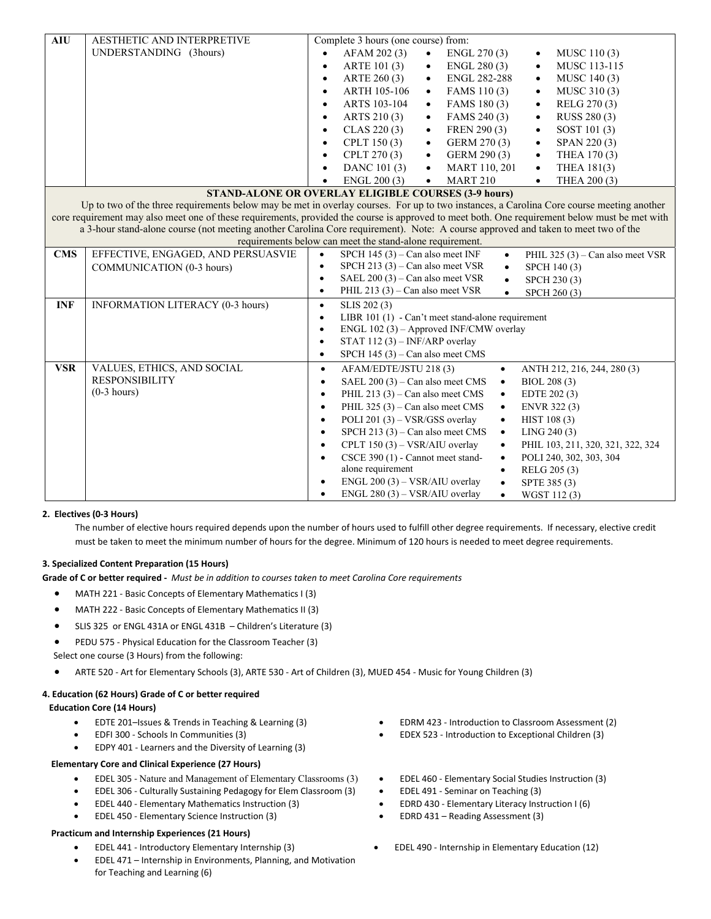| | | |
|---|---|---|
| **AIU** | AESTHETIC AND INTERPRETIVE UNDERSTANDING (3hours) | Complete 3 hours (one course) from: <br>• AFAM 202 (3) • ENGL 270 (3) • MUSC 110 (3) <br>• ARTE 101 (3) • ENGL 280 (3) • MUSC 113-115 <br>• ARTE 260 (3) • ENGL 282-288 • MUSC 140 (3) <br>• ARTH 105-106 • FAMS 110 (3) • MUSC 310 (3) <br>• ARTS 103-104 • FAMS 180 (3) • RELG 270 (3) <br>• ARTS 210 (3) • FAMS 240 (3) • RUSS 280 (3) <br>• CLAS 220 (3) • FREN 290 (3) • SOST 101 (3) <br>• CPLT 150 (3) • GERM 270 (3) • SPAN 220 (3) <br>• CPLT 270 (3) • GERM 290 (3) • THEA 170 (3) <br>• DANC 101 (3) • MART 110, 201 • THEA 181(3) <br>• ENGL 200 (3) • MART 210 • THEA 200 (3) |
| **STAND-ALONE OR OVERLAY ELIGIBLE COURSES (3-9 hours)** <br>Up to two of the three requirements below may be met in overlay courses. For up to two instances, a Carolina Core course meeting another core requirement may also meet one of these requirements, provided the course is approved to meet both. One requirement below must be met with a 3-hour stand-alone course (not meeting another Carolina Core requirement). Note: A course approved and taken to meet two of the requirements below can meet the stand-alone requirement. | | |
| **CMS** | EFFECTIVE, ENGAGED, AND PERSUASVIE COMMUNICATION (0-3 hours) | • SPCH 145 (3) – Can also meet INF <br>• SPCH 213 (3) – Can also meet VSR <br>• SAEL 200 (3) – Can also meet VSR <br>• PHIL 213 (3) – Can also meet VSR <br>• PHIL 325 (3) – Can also meet VSR <br>• SPCH 140 (3) <br>• SPCH 230 (3) <br>• SPCH 260 (3) |
| **INF** | INFORMATION LITERACY (0-3 hours) | • SLIS 202 (3) <br>• LIBR 101 (1) - Can't meet stand-alone requirement <br>• ENGL 102 (3) – Approved INF/CMW overlay <br>• STAT 112 (3) – INF/ARP overlay <br>• SPCH 145 (3) – Can also meet CMS |
| **VSR** | VALUES, ETHICS, AND SOCIAL RESPONSIBILITY (0-3 hours) | • AFAM/EDTE/JSTU 218 (3) <br>• SAEL 200 (3) – Can also meet CMS <br>• PHIL 213 (3) – Can also meet CMS <br>• PHIL 325 (3) – Can also meet CMS <br>• POLI 201 (3) – VSR/GSS overlay <br>• SPCH 213 (3) – Can also meet CMS <br>• CPLT 150 (3) – VSR/AIU overlay <br>• CSCE 390 (1) - Cannot meet stand-alone requirement <br>• ENGL 200 (3) – VSR/AIU overlay <br>• ENGL 280 (3) – VSR/AIU overlay <br>• ANTH 212, 216, 244, 280 (3) <br>• BIOL 208 (3) <br>• EDTE 202 (3) <br>• ENVR 322 (3) <br>• HIST 108 (3) <br>• LING 240 (3) <br>• PHIL 103, 211, 320, 321, 322, 324 <br>• POLI 240, 302, 303, 304 <br>• RELG 205 (3) <br>• SPTE 385 (3) <br>• WGST 112 (3) |

**2. Electives (0-3 Hours)**

The number of elective hours required depends upon the number of hours used to fulfill other degree requirements. If necessary, elective credit must be taken to meet the minimum number of hours for the degree. Minimum of 120 hours is needed to meet degree requirements.

**3. Specialized Content Preparation (15 Hours)**

**Grade of C or better required -** *Must be in addition to courses taken to meet Carolina Core requirements*

- MATH 221 - Basic Concepts of Elementary Mathematics I (3)
- MATH 222 - Basic Concepts of Elementary Mathematics II (3)
- SLIS 325 or ENGL 431A or ENGL 431B – Children's Literature (3)
- PEDU 575 - Physical Education for the Classroom Teacher (3)

Select one course (3 Hours) from the following:

- ARTE 520 - Art for Elementary Schools (3), ARTE 530 - Art of Children (3), MUED 454 - Music for Young Children (3)

**4. Education (62 Hours) Grade of C or better required**

**Education Core (14 Hours)**

- EDTE 201–Issues & Trends in Teaching & Learning (3)
- EDFI 300 - Schools In Communities (3)
- EDPY 401 - Learners and the Diversity of Learning (3)
- EDRM 423 - Introduction to Classroom Assessment (2)
- EDEX 523 - Introduction to Exceptional Children (3)

**Elementary Core and Clinical Experience (27 Hours)**

- EDEL 305 - Nature and Management of Elementary Classrooms (3)
- EDEL 306 - Culturally Sustaining Pedagogy for Elem Classroom (3)
- EDEL 440 - Elementary Mathematics Instruction (3)
- EDEL 450 - Elementary Science Instruction (3)
- EDEL 460 - Elementary Social Studies Instruction (3)
- EDEL 491 - Seminar on Teaching (3)
- EDRD 430 - Elementary Literacy Instruction I (6)
- EDRD 431 – Reading Assessment (3)

**Practicum and Internship Experiences (21 Hours)**

- EDEL 441 - Introductory Elementary Internship (3)
- EDEL 471 – Internship in Environments, Planning, and Motivation for Teaching and Learning (6)
- EDEL 490 - Internship in Elementary Education (12)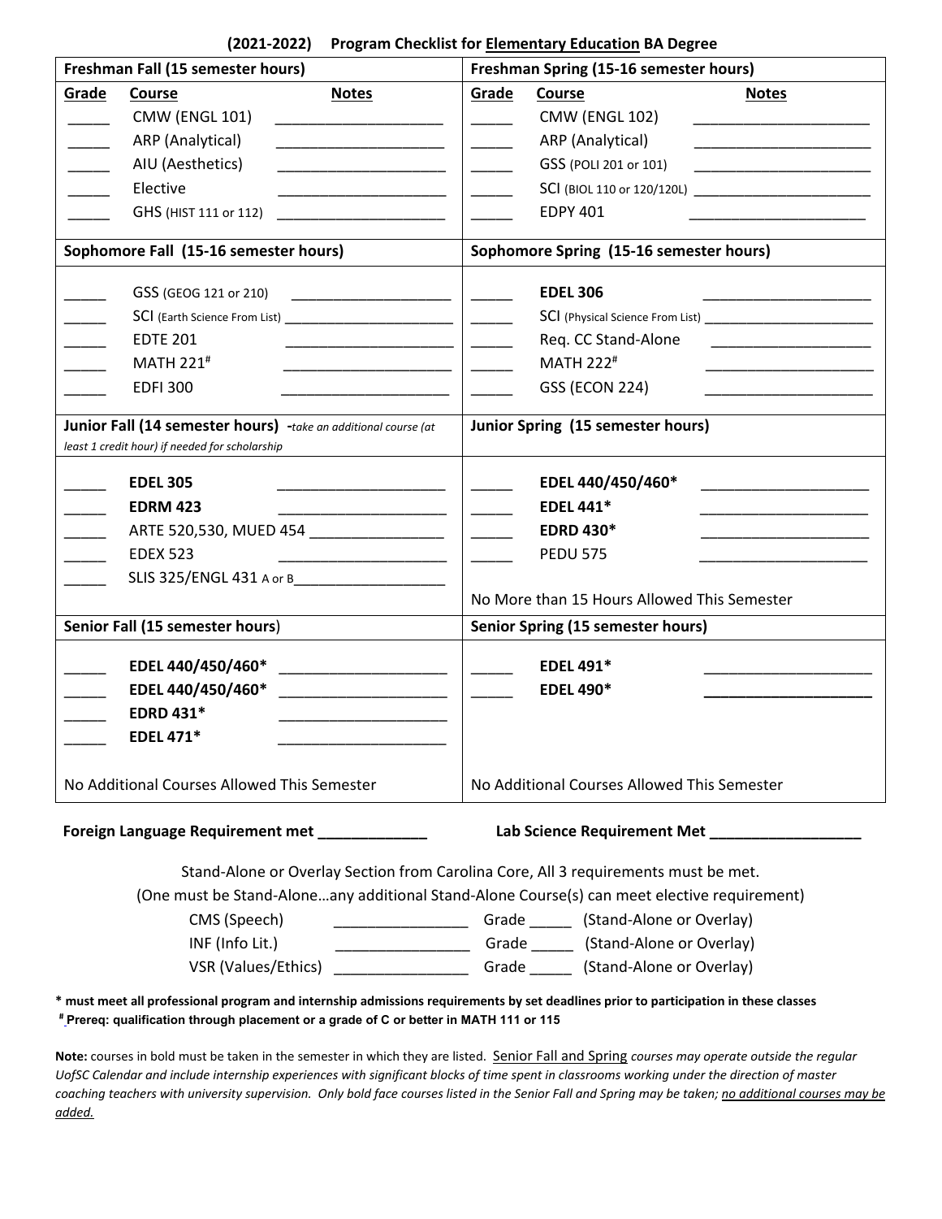**(2021-2022) Program Checklist for Elementary Education BA Degree**

| Freshman Fall (15 semester hours) | | | Freshman Spring (15-16 semester hours) | | |
|---|---|---|---|---|---|
| **Grade** | **Course** | **Notes** | **Grade** | **Course** | **Notes** |
| _____ | CMW (ENGL 101) | ____________________ | _____ | CMW (ENGL 102) | ____________________ |
| _____ | ARP (Analytical) | ____________________ | _____ | ARP (Analytical) | ____________________ |
| _____ | AIU (Aesthetics) | ____________________ | _____ | GSS (POLI 201 or 101) | ____________________ |
| _____ | Elective | ____________________ | _____ | SCI (BIOL 110 or 120/120L) | ____________________ |
| _____ | GHS (HIST 111 or 112) | ____________________ | _____ | EDPY 401 | ____________________ |

| Sophomore Fall (15-16 semester hours) | | | Sophomore Spring (15-16 semester hours) | | |
|---|---|---|---|---|---|
| _____ | GSS (GEOG 121 or 210) | ____________________ | _____ | **EDEL 306** | ____________________ |
| _____ | SCI (Earth Science From List) | ____________________ | _____ | SCI (Physical Science From List) | ____________________ |
| _____ | EDTE 201 | ____________________ | _____ | Req. CC Stand-Alone | ____________________ |
| _____ | MATH 221# | ____________________ | _____ | MATH 222# | ____________________ |
| _____ | EDFI 300 | ____________________ | _____ | GSS (ECON 224) | ____________________ |

| Junior Fall (14 semester hours) -*take an additional course (at least 1 credit hour) if needed for scholarship* | | | Junior Spring (15 semester hours) | | |
|---|---|---|---|---|---|
| _____ | **EDEL 305** | ____________________ | _____ | **EDEL 440/450/460*** | ____________________ |
| _____ | **EDRM 423** | ____________________ | _____ | **EDEL 441*** | ____________________ |
| _____ | ARTE 520,530, MUED 454 | ____________________ | _____ | **EDRD 430*** | ____________________ |
| _____ | EDEX 523 | ____________________ | _____ | PEDU 575 | ____________________ |
| _____ | SLIS 325/ENGL 431 A or B | ____________________ | | No More than 15 Hours Allowed This Semester | |

| Senior Fall (15 semester hours) | | | Senior Spring (15 semester hours) | | |
|---|---|---|---|---|---|
| _____ | **EDEL 440/450/460*** | ____________________ | _____ | **EDEL 491*** | ____________________ |
| _____ | **EDEL 440/450/460*** | ____________________ | _____ | **EDEL 490*** | ____________________ |
| _____ | **EDRD 431*** | ____________________ | | | |
| _____ | **EDEL 471*** | ____________________ | | | |
| | No Additional Courses Allowed This Semester | | | No Additional Courses Allowed This Semester | |

**Foreign Language Requirement met _____________** **Lab Science Requirement Met __________________**

Stand-Alone or Overlay Section from Carolina Core, All 3 requirements must be met.
(One must be Stand-Alone…any additional Stand-Alone Course(s) can meet elective requirement)

| | | | |
|---|---|---|---|
| CMS (Speech) | ________________ | Grade _____ | (Stand-Alone or Overlay) |
| INF (Info Lit.) | ________________ | Grade _____ | (Stand-Alone or Overlay) |
| VSR (Values/Ethics) | ________________ | Grade _____ | (Stand-Alone or Overlay) |

**\* must meet all professional program and internship admissions requirements by set deadlines prior to participation in these classes**
**# Prereq: qualification through placement or a grade of C or better in MATH 111 or 115**

**Note:** courses in bold must be taken in the semester in which they are listed. Senior Fall and Spring *courses may operate outside the regular UofSC Calendar and include internship experiences with significant blocks of time spent in classrooms working under the direction of master coaching teachers with university supervision. Only bold face courses listed in the Senior Fall and Spring may be taken; no additional courses may be added.*